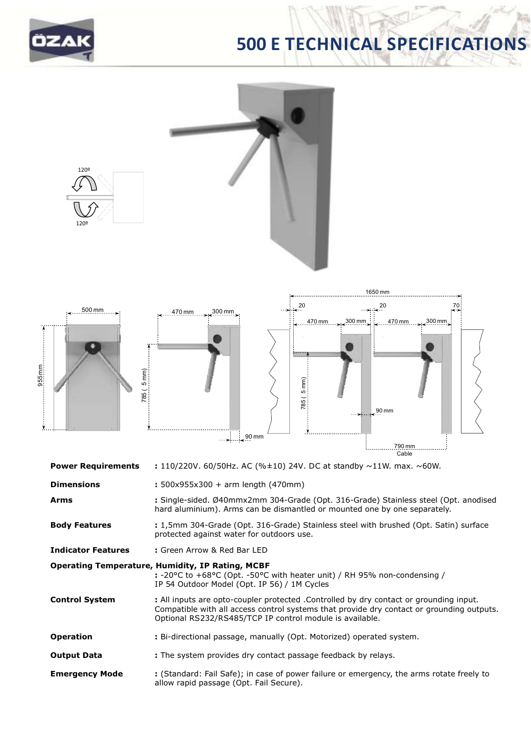# 500 E TECHNICAL SPECIFICATIONS

| | |
|---|---|
| **Power Requirements** | : 110/220V. 60/50Hz. AC (%±10) 24V. DC at standby ~11W. max. ~60W. |
| **Dimensions** | : 500x955x300 + arm length (470mm) |
| **Arms** | : Single-sided. Ø40mmx2mm 304-Grade (Opt. 316-Grade) Stainless steel (Opt. anodised hard aluminium). Arms can be dismantled or mounted one by one separately. |
| **Body Features** | : 1,5mm 304-Grade (Opt. 316-Grade) Stainless steel with brushed (Opt. Satin) surface protected against water for outdoors use. |
| **Indicator Features** | : Green Arrow & Red Bar LED |
| **Operating Temperature, Humidity, IP Rating, MCBF** | : -20°C to +68°C (Opt. -50°C with heater unit) / RH 95% non-condensing / IP 54 Outdoor Model (Opt. IP 56) / 1M Cycles |
| **Control System** | : All inputs are opto-coupler protected .Controlled by dry contact or grounding input. Compatible with all access control systems that provide dry contact or grounding outputs. Optional RS232/RS485/TCP IP control module is available. |
| **Operation** | : Bi-directional passage, manually (Opt. Motorized) operated system. |
| **Output Data** | : The system provides dry contact passage feedback by relays. |
| **Emergency Mode** | : (Standard: Fail Safe); in case of power failure or emergency, the arms rotate freely to allow rapid passage (Opt. Fail Secure). |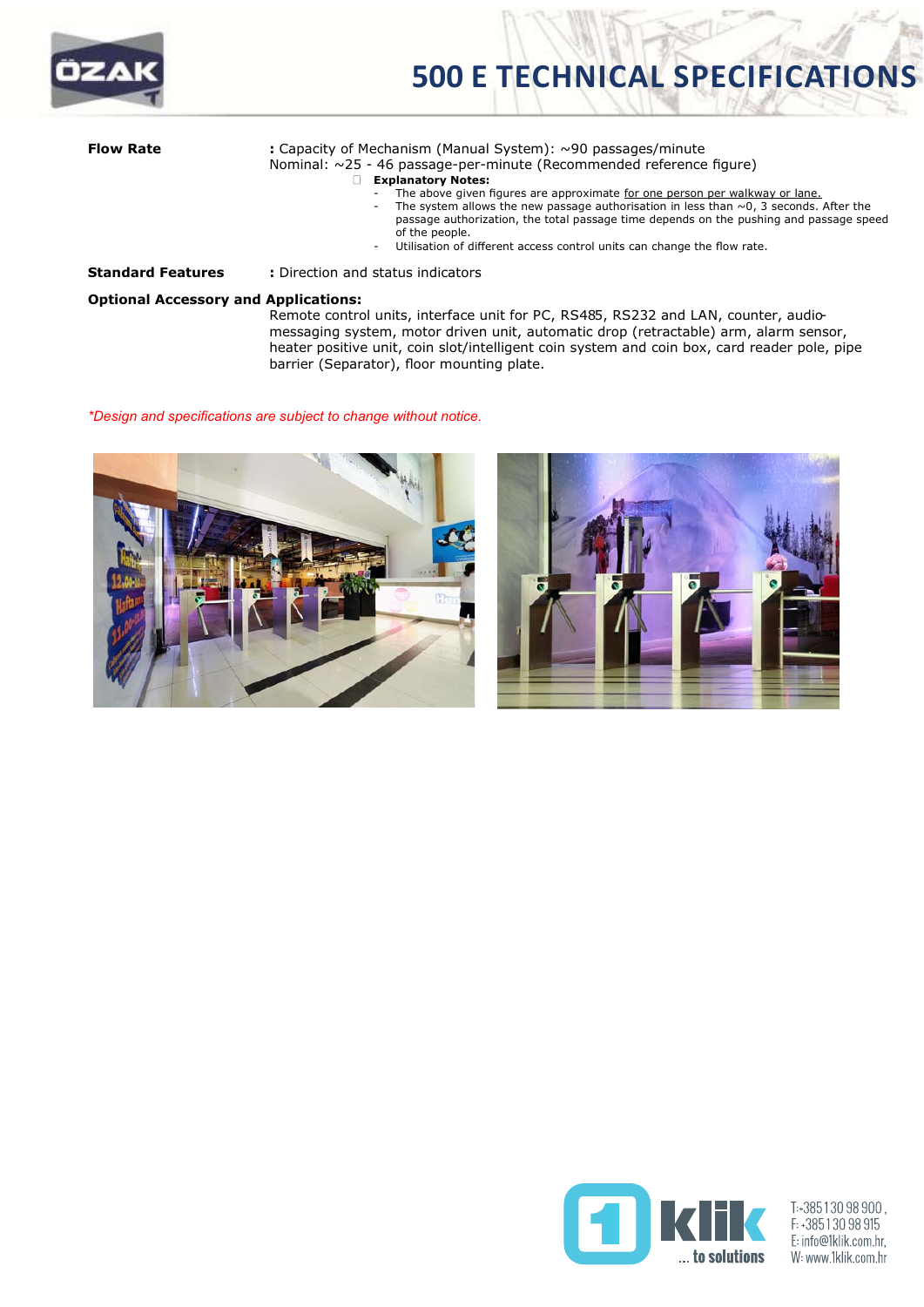# 500 E TECHNICAL SPECIFICATIONS

**Flow Rate** : Capacity of Mechanism (Manual System): ~90 passages/minute
Nominal: ~25 - 46 passage-per-minute (Recommended reference figure)

- **Explanatory Notes:**
  - The above given figures are approximate for one person per walkway or lane.
  - The system allows the new passage authorisation in less than ~0, 3 seconds. After the passage authorization, the total passage time depends on the pushing and passage speed of the people.
  - Utilisation of different access control units can change the flow rate.

**Standard Features** : Direction and status indicators

**Optional Accessory and Applications:**
Remote control units, interface unit for PC, RS485, RS232 and LAN, counter, audio-messaging system, motor driven unit, automatic drop (retractable) arm, alarm sensor, heater positive unit, coin slot/intelligent coin system and coin box, card reader pole, pipe barrier (Separator), floor mounting plate.

*\*Design and specifications are subject to change without notice.*

T:+385 1 30 98 900,
F: +385 1 30 98 915
E: info@1klik.com.hr,
W: www.1klik.com.hr